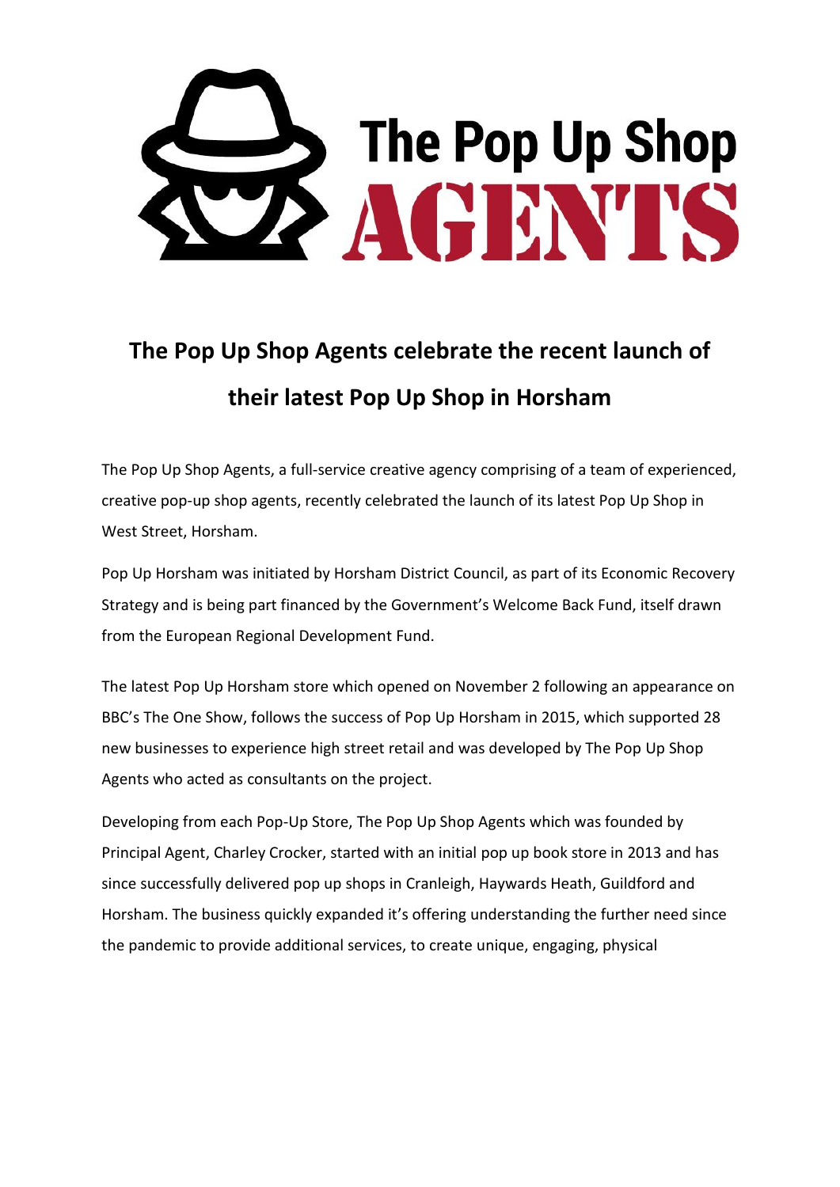# The Pop Up Shop Agents celebrate the recent launch of their latest Pop Up Shop in Horsham

The Pop Up Shop Agents, a full-service creative agency comprising of a team of experienced, creative pop-up shop agents, recently celebrated the launch of its latest Pop Up Shop in West Street, Horsham.

Pop Up Horsham was initiated by Horsham District Council, as part of its Economic Recovery Strategy and is being part financed by the Government's Welcome Back Fund, itself drawn from the European Regional Development Fund.

The latest Pop Up Horsham store which opened on November 2 following an appearance on BBC's The One Show, follows the success of Pop Up Horsham in 2015, which supported 28 new businesses to experience high street retail and was developed by The Pop Up Shop Agents who acted as consultants on the project.

Developing from each Pop-Up Store, The Pop Up Shop Agents which was founded by Principal Agent, Charley Crocker, started with an initial pop up book store in 2013 and has since successfully delivered pop up shops in Cranleigh, Haywards Heath, Guildford and Horsham. The business quickly expanded it's offering understanding the further need since the pandemic to provide additional services, to create unique, engaging, physical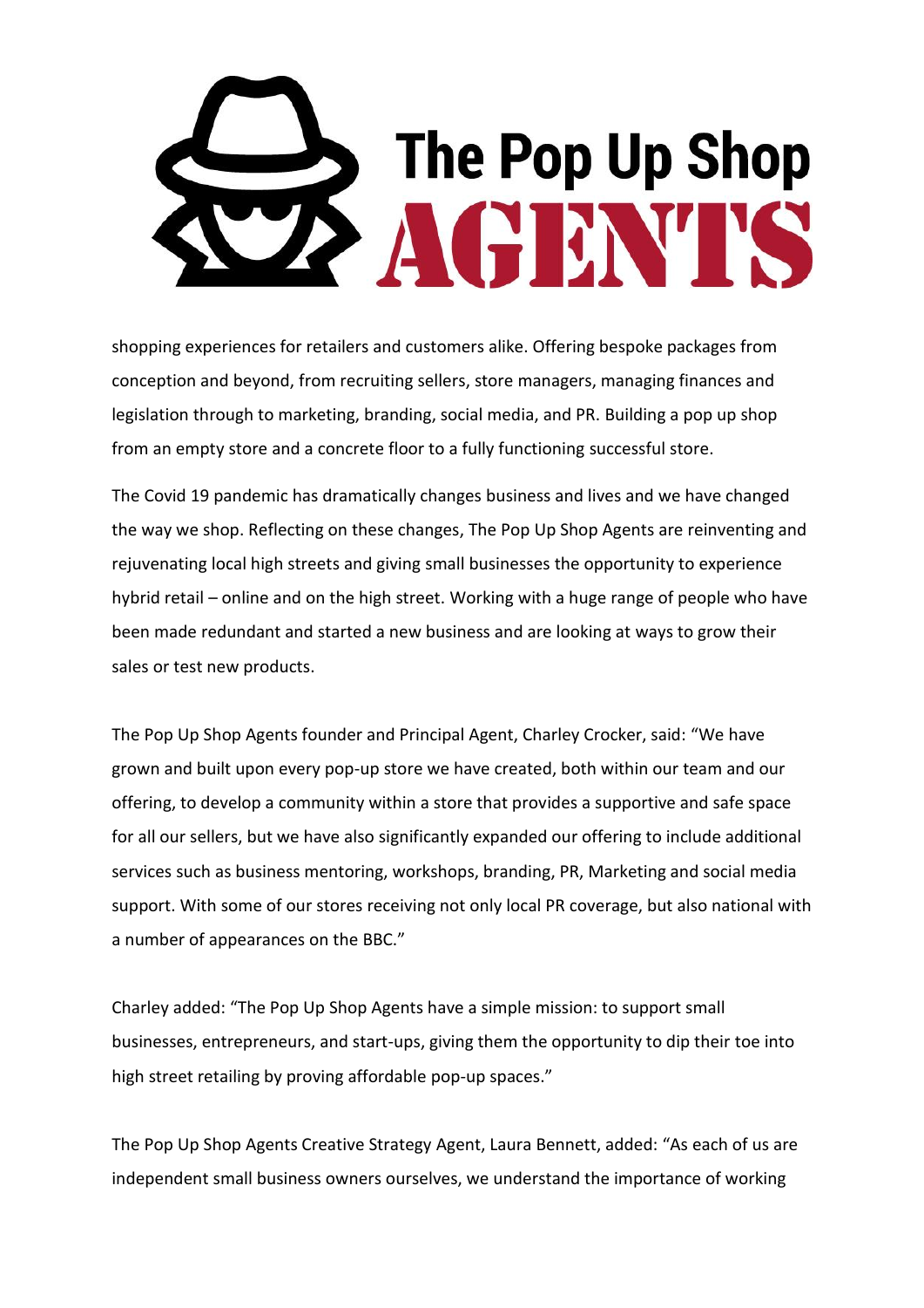shopping experiences for retailers and customers alike. Offering bespoke packages from conception and beyond, from recruiting sellers, store managers, managing finances and legislation through to marketing, branding, social media, and PR. Building a pop up shop from an empty store and a concrete floor to a fully functioning successful store.

The Covid 19 pandemic has dramatically changes business and lives and we have changed the way we shop. Reflecting on these changes, The Pop Up Shop Agents are reinventing and rejuvenating local high streets and giving small businesses the opportunity to experience hybrid retail – online and on the high street. Working with a huge range of people who have been made redundant and started a new business and are looking at ways to grow their sales or test new products.

The Pop Up Shop Agents founder and Principal Agent, Charley Crocker, said: "We have grown and built upon every pop-up store we have created, both within our team and our offering, to develop a community within a store that provides a supportive and safe space for all our sellers, but we have also significantly expanded our offering to include additional services such as business mentoring, workshops, branding, PR, Marketing and social media support. With some of our stores receiving not only local PR coverage, but also national with a number of appearances on the BBC."

Charley added: "The Pop Up Shop Agents have a simple mission: to support small businesses, entrepreneurs, and start-ups, giving them the opportunity to dip their toe into high street retailing by proving affordable pop-up spaces."

The Pop Up Shop Agents Creative Strategy Agent, Laura Bennett, added: "As each of us are independent small business owners ourselves, we understand the importance of working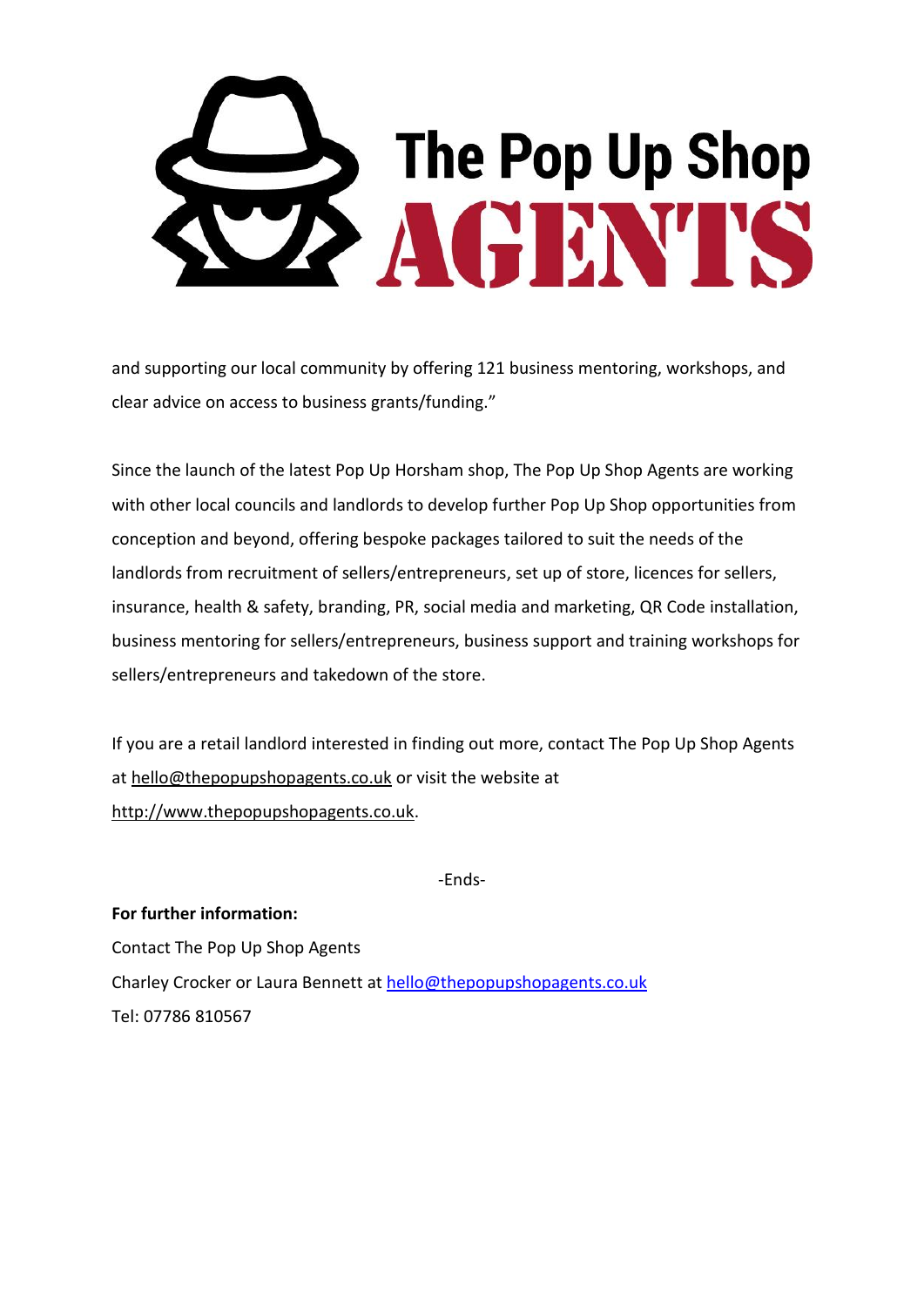and supporting our local community by offering 121 business mentoring, workshops, and clear advice on access to business grants/funding."

Since the launch of the latest Pop Up Horsham shop, The Pop Up Shop Agents are working with other local councils and landlords to develop further Pop Up Shop opportunities from conception and beyond, offering bespoke packages tailored to suit the needs of the landlords from recruitment of sellers/entrepreneurs, set up of store, licences for sellers, insurance, health & safety, branding, PR, social media and marketing, QR Code installation, business mentoring for sellers/entrepreneurs, business support and training workshops for sellers/entrepreneurs and takedown of the store.

If you are a retail landlord interested in finding out more, contact The Pop Up Shop Agents at hello@thepopupshopagents.co.uk or visit the website at http://www.thepopupshopagents.co.uk.

-Ends-

**For further information:**

Contact The Pop Up Shop Agents

Charley Crocker or Laura Bennett at hello@thepopupshopagents.co.uk

Tel: 07786 810567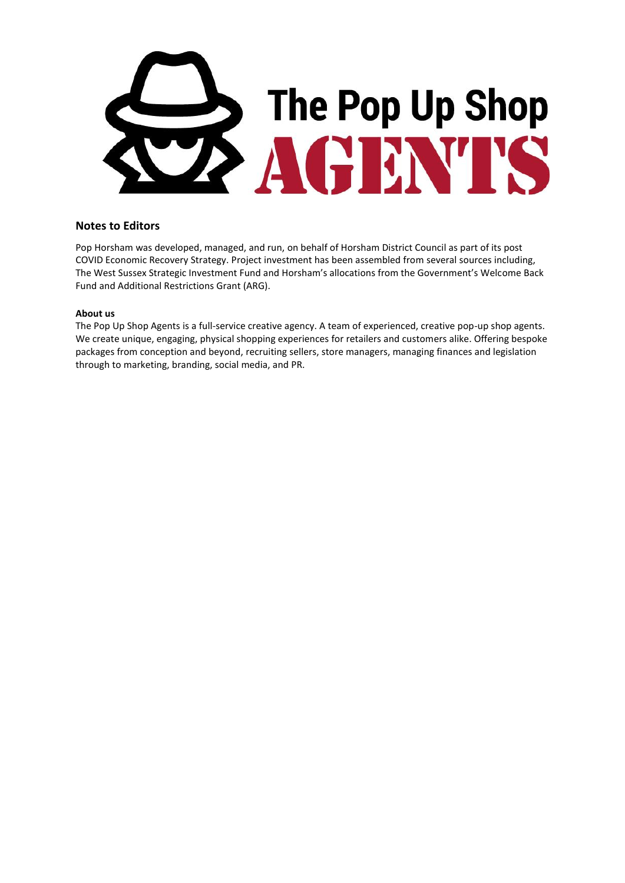The Pop Up Shop AGENTS

## Notes to Editors

Pop Horsham was developed, managed, and run, on behalf of Horsham District Council as part of its post COVID Economic Recovery Strategy. Project investment has been assembled from several sources including, The West Sussex Strategic Investment Fund and Horsham's allocations from the Government's Welcome Back Fund and Additional Restrictions Grant (ARG).

**About us**

The Pop Up Shop Agents is a full-service creative agency. A team of experienced, creative pop-up shop agents. We create unique, engaging, physical shopping experiences for retailers and customers alike. Offering bespoke packages from conception and beyond, recruiting sellers, store managers, managing finances and legislation through to marketing, branding, social media, and PR.